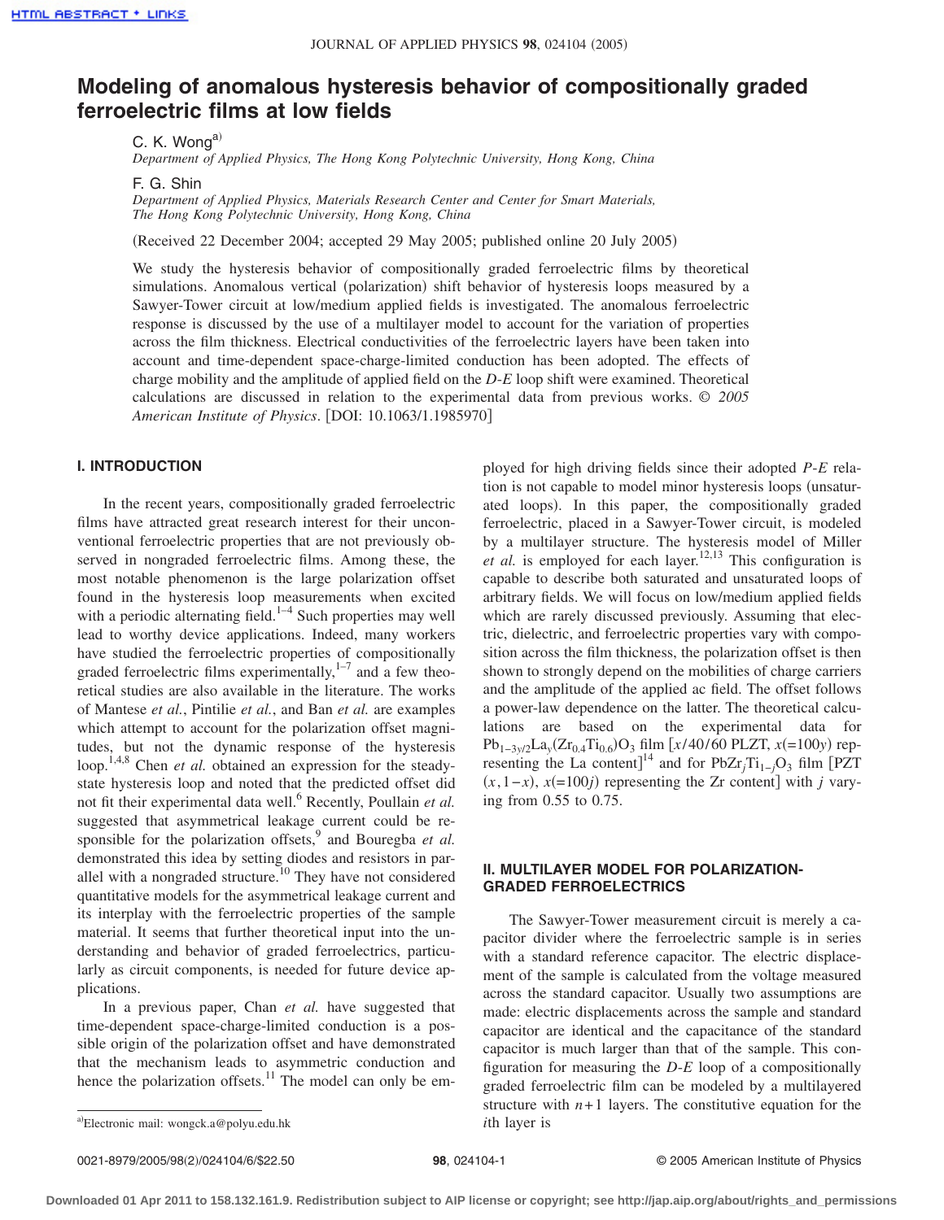# Modeling of anomalous hysteresis behavior of compositionally graded ferroelectric films at low fields

C. K. Wong[a)]
*Department of Applied Physics, The Hong Kong Polytechnic University, Hong Kong, China*

F. G. Shin
*Department of Applied Physics, Materials Research Center and Center for Smart Materials, The Hong Kong Polytechnic University, Hong Kong, China*

(Received 22 December 2004; accepted 29 May 2005; published online 20 July 2005)

We study the hysteresis behavior of compositionally graded ferroelectric films by theoretical simulations. Anomalous vertical (polarization) shift behavior of hysteresis loops measured by a Sawyer-Tower circuit at low/medium applied fields is investigated. The anomalous ferroelectric response is discussed by the use of a multilayer model to account for the variation of properties across the film thickness. Electrical conductivities of the ferroelectric layers have been taken into account and time-dependent space-charge-limited conduction has been adopted. The effects of charge mobility and the amplitude of applied field on the *D-E* loop shift were examined. Theoretical calculations are discussed in relation to the experimental data from previous works. © *2005 American Institute of Physics*. [DOI: 10.1063/1.1985970]

## I. INTRODUCTION

In the recent years, compositionally graded ferroelectric films have attracted great research interest for their unconventional ferroelectric properties that are not previously observed in nongraded ferroelectric films. Among these, the most notable phenomenon is the large polarization offset found in the hysteresis loop measurements when excited with a periodic alternating field.[1–4] Such properties may well lead to worthy device applications. Indeed, many workers have studied the ferroelectric properties of compositionally graded ferroelectric films experimentally,[1–7] and a few theoretical studies are also available in the literature. The works of Mantese *et al.*, Pintilie *et al.*, and Ban *et al.* are examples which attempt to account for the polarization offset magnitudes, but not the dynamic response of the hysteresis loop.[1,4,8] Chen *et al.* obtained an expression for the steady-state hysteresis loop and noted that the predicted offset did not fit their experimental data well.[6] Recently, Poullain *et al.* suggested that asymmetrical leakage current could be responsible for the polarization offsets,[9] and Bouregba *et al.* demonstrated this idea by setting diodes and resistors in parallel with a nongraded structure.[10] They have not considered quantitative models for the asymmetrical leakage current and its interplay with the ferroelectric properties of the sample material. It seems that further theoretical input into the understanding and behavior of graded ferroelectrics, particularly as circuit components, is needed for future device applications.

In a previous paper, Chan *et al.* have suggested that time-dependent space-charge-limited conduction is a possible origin of the polarization offset and have demonstrated that the mechanism leads to asymmetric conduction and hence the polarization offsets.[11] The model can only be employed for high driving fields since their adopted *P-E* relation is not capable to model minor hysteresis loops (unsaturated loops). In this paper, the compositionally graded ferroelectric, placed in a Sawyer-Tower circuit, is modeled by a multilayer structure. The hysteresis model of Miller *et al.* is employed for each layer.[12,13] This configuration is capable to describe both saturated and unsaturated loops of arbitrary fields. We will focus on low/medium applied fields which are rarely discussed previously. Assuming that electric, dielectric, and ferroelectric properties vary with composition across the film thickness, the polarization offset is then shown to strongly depend on the mobilities of charge carriers and the amplitude of the applied ac field. The offset follows a power-law dependence on the latter. The theoretical calculations are based on the experimental data for $Pb_{1-3y/2}La_y(Zr_{0.4}Ti_{0.6})O_3$ film [$x$/40/60 PLZT, $x(=100y)$ representing the La content][14] and for $PbZr_jTi_{1-j}O_3$ film [PZT $(x,1-x)$, $x(=100j)$ representing the Zr content] with $j$ varying from 0.55 to 0.75.

## II. MULTILAYER MODEL FOR POLARIZATION-GRADED FERROELECTRICS

The Sawyer-Tower measurement circuit is merely a capacitor divider where the ferroelectric sample is in series with a standard reference capacitor. The electric displacement of the sample is calculated from the voltage measured across the standard capacitor. Usually two assumptions are made: electric displacements across the sample and standard capacitor are identical and the capacitance of the standard capacitor is much larger than that of the sample. This configuration for measuring the *D-E* loop of a compositionally graded ferroelectric film can be modeled by a multilayered structure with $n+1$ layers. The constitutive equation for the $i$th layer is

[a)]Electronic mail: wongck.a@polyu.edu.hk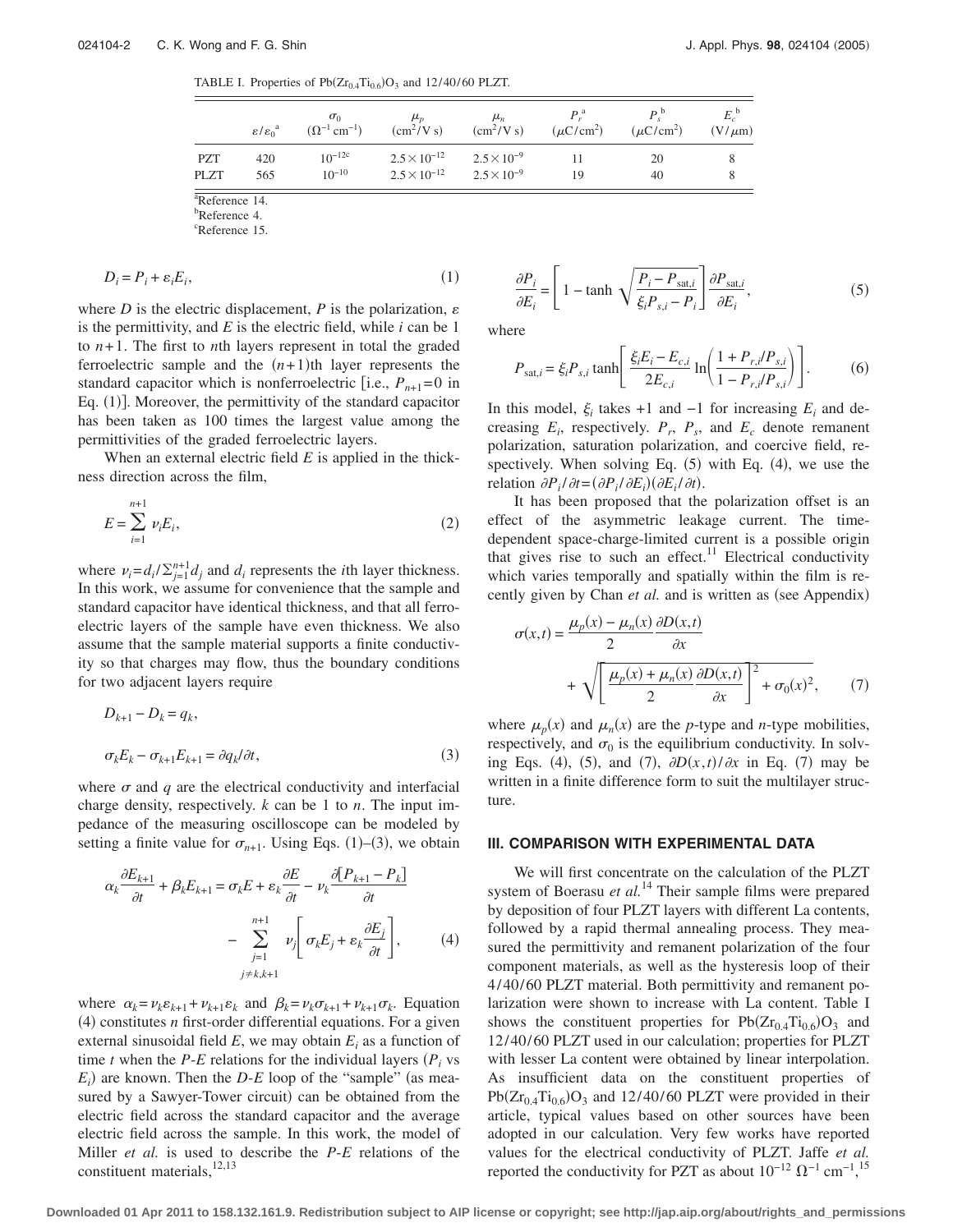TABLE I. Properties of $Pb(Zr_{0.4}Ti_{0.6})O_3$ and 12/40/60 PLZT.

| | $\varepsilon/\varepsilon_0$ [a] | $\sigma_0$ ($\Omega^{-1}\,cm^{-1}$) | $\mu_p$ ($cm^2/V\,s$) | $\mu_n$ ($cm^2/V\,s$) | $P_r$ [a] ($\mu C/cm^2$) | $P_s$ [b] ($\mu C/cm^2$) | $E_c$ [b] ($V/\mu m$) |
|---|---|---|---|---|---|---|---|
| PZT | 420 | $10^{-12}$ [c] | $2.5\times10^{-12}$ | $2.5\times10^{-9}$ | 11 | 20 | 8 |
| PLZT | 565 | $10^{-10}$ | $2.5\times10^{-12}$ | $2.5\times10^{-9}$ | 19 | 40 | 8 |

[a] Reference 14.
[b] Reference 4.
[c] Reference 15.

$$D_i = P_i + \varepsilon_i E_i, \tag{1}$$

where $D$ is the electric displacement, $P$ is the polarization, $\varepsilon$ is the permittivity, and $E$ is the electric field, while $i$ can be 1 to $n+1$. The first to $n$th layers represent in total the graded ferroelectric sample and the $(n+1)$th layer represents the standard capacitor which is nonferroelectric [i.e., $P_{n+1}=0$ in Eq. (1)]. Moreover, the permittivity of the standard capacitor has been taken as 100 times the largest value among the permittivities of the graded ferroelectric layers.

When an external electric field $E$ is applied in the thickness direction across the film,

$$E = \sum_{i=1}^{n+1} \nu_i E_i, \tag{2}$$

where $\nu_i = d_i / \sum_{j=1}^{n+1} d_j$ and $d_i$ represents the $i$th layer thickness. In this work, we assume for convenience that the sample and standard capacitor have identical thickness, and that all ferroelectric layers of the sample have even thickness. We also assume that the sample material supports a finite conductivity so that charges may flow, thus the boundary conditions for two adjacent layers require

$$D_{k+1} - D_k = q_k,$$
$$\sigma_k E_k - \sigma_{k+1} E_{k+1} = \partial q_k / \partial t, \tag{3}$$

where $\sigma$ and $q$ are the electrical conductivity and interfacial charge density, respectively. $k$ can be 1 to $n$. The input impedance of the measuring oscilloscope can be modeled by setting a finite value for $\sigma_{n+1}$. Using Eqs. (1)–(3), we obtain

$$\alpha_k \frac{\partial E_{k+1}}{\partial t} + \beta_k E_{k+1} = \sigma_k E + \varepsilon_k \frac{\partial E}{\partial t} - \nu_k \frac{\partial [P_{k+1} - P_k]}{\partial t} - \sum_{\substack{j=1 \\ j\neq k,k+1}}^{n+1} \nu_j \left[ \sigma_k E_j + \varepsilon_k \frac{\partial E_j}{\partial t} \right], \tag{4}$$

where $\alpha_k = \nu_k \varepsilon_{k+1} + \nu_{k+1}\varepsilon_k$ and $\beta_k = \nu_k \sigma_{k+1} + \nu_{k+1}\sigma_k$. Equation (4) constitutes $n$ first-order differential equations. For a given external sinusoidal field $E$, we may obtain $E_i$ as a function of time $t$ when the $P$-$E$ relations for the individual layers ($P_i$ vs $E_i$) are known. Then the $D$-$E$ loop of the "sample" (as measured by a Sawyer-Tower circuit) can be obtained from the electric field across the standard capacitor and the average electric field across the sample. In this work, the model of Miller *et al.* is used to describe the $P$-$E$ relations of the constituent materials,[12,13]

$$\frac{\partial P_i}{\partial E_i} = \left[ 1 - \tanh \sqrt{\frac{P_i - P_{\mathrm{sat},i}}{\xi_i P_{s,i} - P_i}} \right] \frac{\partial P_{\mathrm{sat},i}}{\partial E_i}, \tag{5}$$

where

$$P_{\mathrm{sat},i} = \xi_i P_{s,i} \tanh\left[ \frac{\xi_i E_i - E_{c,i}}{2E_{c,i}} \ln\left( \frac{1 + P_{r,i}/P_{s,i}}{1 - P_{r,i}/P_{s,i}} \right) \right]. \tag{6}$$

In this model, $\xi_i$ takes $+1$ and $-1$ for increasing $E_i$ and decreasing $E_i$, respectively. $P_r$, $P_s$, and $E_c$ denote remanent polarization, saturation polarization, and coercive field, respectively. When solving Eq. (5) with Eq. (4), we use the relation $\partial P_i/\partial t = (\partial P_i/\partial E_i)(\partial E_i/\partial t)$.

It has been proposed that the polarization offset is an effect of the asymmetric leakage current. The time-dependent space-charge-limited current is a possible origin that gives rise to such an effect.[11] Electrical conductivity which varies temporally and spatially within the film is recently given by Chan *et al.* and is written as (see Appendix)

$$\sigma(x,t) = \frac{\mu_p(x) - \mu_n(x)}{2} \frac{\partial D(x,t)}{\partial x} + \sqrt{\left[ \frac{\mu_p(x) + \mu_n(x)}{2} \frac{\partial D(x,t)}{\partial x} \right]^2 + \sigma_0(x)^2}, \tag{7}$$

where $\mu_p(x)$ and $\mu_n(x)$ are the $p$-type and $n$-type mobilities, respectively, and $\sigma_0$ is the equilibrium conductivity. In solving Eqs. (4), (5), and (7), $\partial D(x,t)/\partial x$ in Eq. (7) may be written in a finite difference form to suit the multilayer structure.

## III. COMPARISON WITH EXPERIMENTAL DATA

We will first concentrate on the calculation of the PLZT system of Boerasu *et al.*[14] Their sample films were prepared by deposition of four PLZT layers with different La contents, followed by a rapid thermal annealing process. They measured the permittivity and remanent polarization of the four component materials, as well as the hysteresis loop of their 4/40/60 PLZT material. Both permittivity and remanent polarization were shown to increase with La content. Table I shows the constituent properties for $Pb(Zr_{0.4}Ti_{0.6})O_3$ and 12/40/60 PLZT used in our calculation; properties for PLZT with lesser La content were obtained by linear interpolation. As insufficient data on the constituent properties of $Pb(Zr_{0.4}Ti_{0.6})O_3$ and 12/40/60 PLZT were provided in their article, typical values based on other sources have been adopted in our calculation. Very few works have reported values for the electrical conductivity of PLZT. Jaffe *et al.* reported the conductivity for PZT as about $10^{-12}\ \Omega^{-1}\,cm^{-1}$,[15]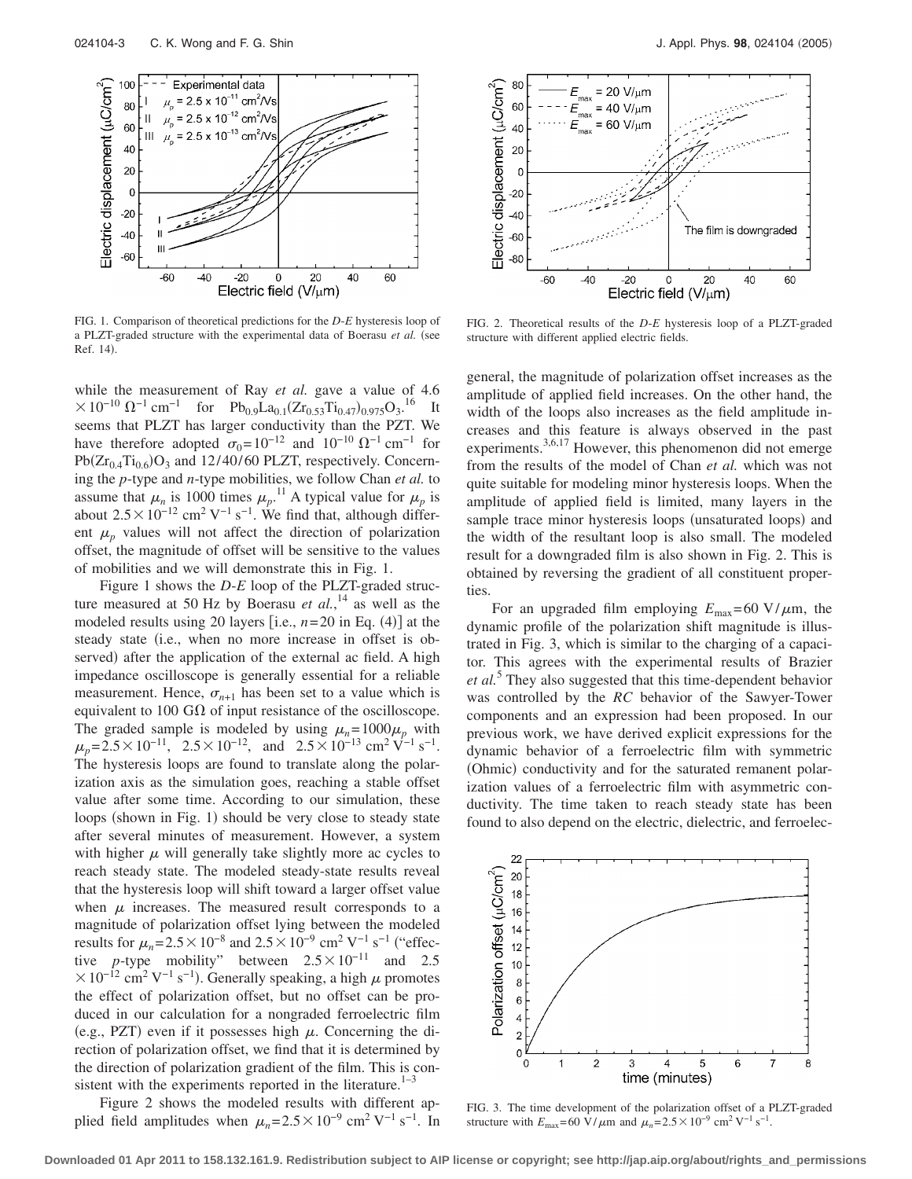FIG. 1. Comparison of theoretical predictions for the *D-E* hysteresis loop of a PLZT-graded structure with the experimental data of Boerasu *et al.* (see Ref. 14).

FIG. 2. Theoretical results of the *D-E* hysteresis loop of a PLZT-graded structure with different applied electric fields.

while the measurement of Ray *et al.* gave a value of $4.6 \times 10^{-10}\ \Omega^{-1}\ \mathrm{cm}^{-1}$ for $Pb_{0.9}La_{0.1}(Zr_{0.53}Ti_{0.47})_{0.975}O_3$.[16] It seems that PLZT has larger conductivity than the PZT. We have therefore adopted $\sigma_0 = 10^{-12}$ and $10^{-10}\ \Omega^{-1}\ \mathrm{cm}^{-1}$ for $Pb(Zr_{0.4}Ti_{0.6})O_3$ and 12/40/60 PLZT, respectively. Concerning the *p*-type and *n*-type mobilities, we follow Chan *et al.* to assume that $\mu_n$ is 1000 times $\mu_p$.[11] A typical value for $\mu_p$ is about $2.5 \times 10^{-12}\ \mathrm{cm}^2\ \mathrm{V}^{-1}\ \mathrm{s}^{-1}$. We find that, although different $\mu_p$ values will not affect the direction of polarization offset, the magnitude of offset will be sensitive to the values of mobilities and we will demonstrate this in Fig. 1.

Figure 1 shows the *D-E* loop of the PLZT-graded structure measured at 50 Hz by Boerasu *et al.*,[14] as well as the modeled results using 20 layers [i.e., $n=20$ in Eq. (4)] at the steady state (i.e., when no more increase in offset is observed) after the application of the external ac field. A high impedance oscilloscope is generally essential for a reliable measurement. Hence, $\sigma_{n+1}$ has been set to a value which is equivalent to 100 GΩ of input resistance of the oscilloscope. The graded sample is modeled by using $\mu_n = 1000\mu_p$ with $\mu_p = 2.5 \times 10^{-11}$, $2.5 \times 10^{-12}$, and $2.5 \times 10^{-13}\ \mathrm{cm}^2\ \mathrm{V}^{-1}\ \mathrm{s}^{-1}$. The hysteresis loops are found to translate along the polarization axis as the simulation goes, reaching a stable offset value after some time. According to our simulation, these loops (shown in Fig. 1) should be very close to steady state after several minutes of measurement. However, a system with higher $\mu$ will generally take slightly more ac cycles to reach steady state. The modeled steady-state results reveal that the hysteresis loop will shift toward a larger offset value when $\mu$ increases. The measured result corresponds to a magnitude of polarization offset lying between the modeled results for $\mu_n = 2.5 \times 10^{-8}$ and $2.5 \times 10^{-9}\ \mathrm{cm}^2\ \mathrm{V}^{-1}\ \mathrm{s}^{-1}$ ("effective *p*-type mobility" between $2.5 \times 10^{-11}$ and $2.5 \times 10^{-12}\ \mathrm{cm}^2\ \mathrm{V}^{-1}\ \mathrm{s}^{-1}$). Generally speaking, a high $\mu$ promotes the effect of polarization offset, but no offset can be produced in our calculation for a nongraded ferroelectric film (e.g., PZT) even if it possesses high $\mu$. Concerning the direction of polarization offset, we find that it is determined by the direction of polarization gradient of the film. This is consistent with the experiments reported in the literature.[1–3]

Figure 2 shows the modeled results with different applied field amplitudes when $\mu_n = 2.5 \times 10^{-9}\ \mathrm{cm}^2\ \mathrm{V}^{-1}\ \mathrm{s}^{-1}$. In general, the magnitude of polarization offset increases as the amplitude of applied field increases. On the other hand, the width of the loops also increases as the field amplitude increases and this feature is always observed in the past experiments.[3,6,17] However, this phenomenon did not emerge from the results of the model of Chan *et al.* which was not quite suitable for modeling minor hysteresis loops. When the amplitude of applied field is limited, many layers in the sample trace minor hysteresis loops (unsaturated loops) and the width of the resultant loop is also small. The modeled result for a downgraded film is also shown in Fig. 2. This is obtained by reversing the gradient of all constituent properties.

For an upgraded film employing $E_{max} = 60\ \mathrm{V}/\mu\mathrm{m}$, the dynamic profile of the polarization shift magnitude is illustrated in Fig. 3, which is similar to the charging of a capacitor. This agrees with the experimental results of Brazier *et al.*[5] They also suggested that this time-dependent behavior was controlled by the *RC* behavior of the Sawyer-Tower components and an expression had been proposed. In our previous work, we have derived explicit expressions for the dynamic behavior of a ferroelectric film with symmetric (Ohmic) conductivity and for the saturated remanent polarization values of a ferroelectric film with asymmetric conductivity. The time taken to reach steady state has been found to also depend on the electric, dielectric, and ferroelec-

FIG. 3. The time development of the polarization offset of a PLZT-graded structure with $E_{max} = 60\ \mathrm{V}/\mu\mathrm{m}$ and $\mu_n = 2.5 \times 10^{-9}\ \mathrm{cm}^2\ \mathrm{V}^{-1}\ \mathrm{s}^{-1}$.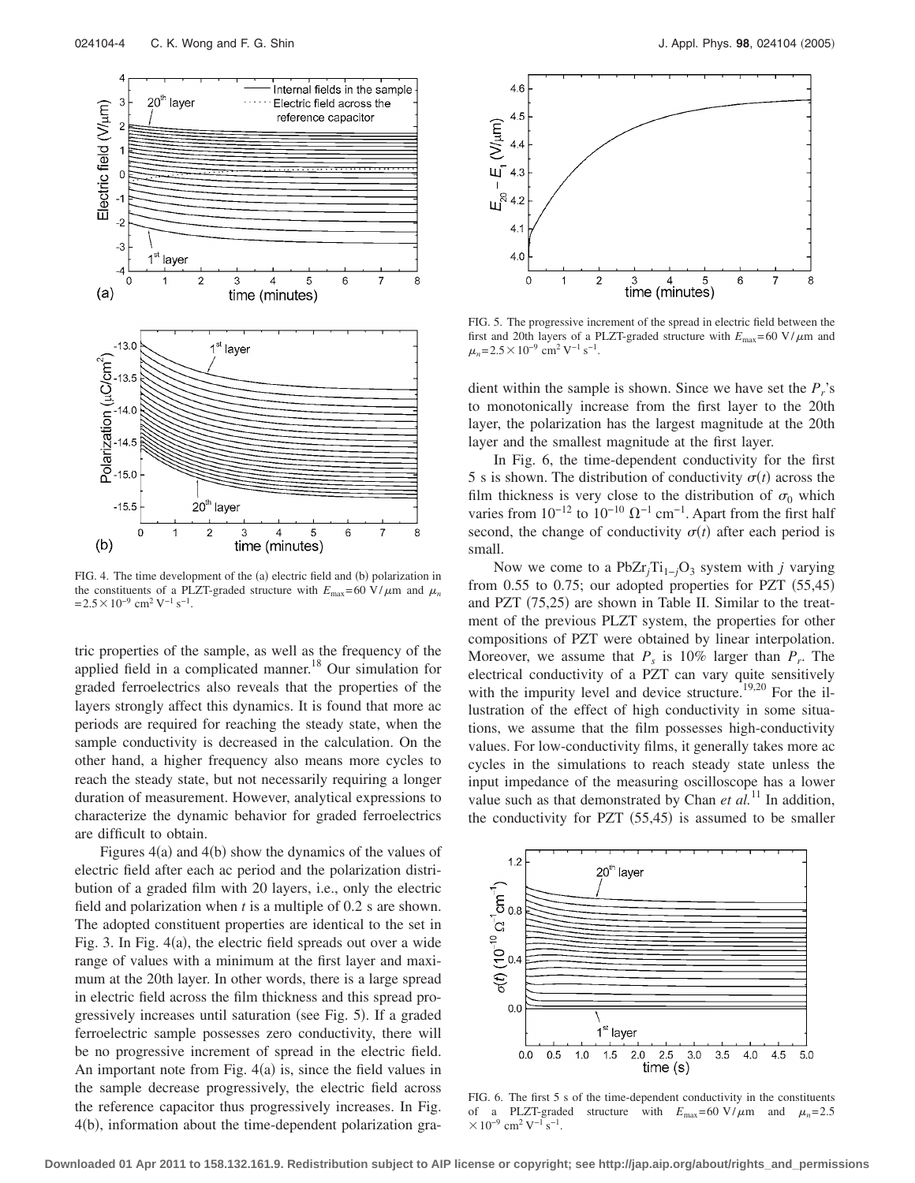FIG. 4. The time development of the (a) electric field and (b) polarization in the constituents of a PLZT-graded structure with $E_{max}=60$ V/$\mu$m and $\mu_n=2.5\times10^{-9}$ cm$^2$ V$^{-1}$ s$^{-1}$.

tric properties of the sample, as well as the frequency of the applied field in a complicated manner.[18] Our simulation for graded ferroelectrics also reveals that the properties of the layers strongly affect this dynamics. It is found that more ac periods are required for reaching the steady state, when the sample conductivity is decreased in the calculation. On the other hand, a higher frequency also means more cycles to reach the steady state, but not necessarily requiring a longer duration of measurement. However, analytical expressions to characterize the dynamic behavior for graded ferroelectrics are difficult to obtain.

Figures 4(a) and 4(b) show the dynamics of the values of electric field after each ac period and the polarization distribution of a graded film with 20 layers, i.e., only the electric field and polarization when $t$ is a multiple of 0.2 s are shown. The adopted constituent properties are identical to the set in Fig. 3. In Fig. 4(a), the electric field spreads out over a wide range of values with a minimum at the first layer and maximum at the 20th layer. In other words, there is a large spread in electric field across the film thickness and this spread progressively increases until saturation (see Fig. 5). If a graded ferroelectric sample possesses zero conductivity, there will be no progressive increment of spread in the electric field. An important note from Fig. 4(a) is, since the field values in the sample decrease progressively, the electric field across the reference capacitor thus progressively increases. In Fig. 4(b), information about the time-dependent polarization gradient within the sample is shown. Since we have set the $P_r$'s to monotonically increase from the first layer to the 20th layer, the polarization has the largest magnitude at the 20th layer and the smallest magnitude at the first layer.

FIG. 5. The progressive increment of the spread in electric field between the first and 20th layers of a PLZT-graded structure with $E_{max}=60$ V/$\mu$m and $\mu_n=2.5\times10^{-9}$ cm$^2$ V$^{-1}$ s$^{-1}$.

In Fig. 6, the time-dependent conductivity for the first 5 s is shown. The distribution of conductivity $\sigma(t)$ across the film thickness is very close to the distribution of $\sigma_0$ which varies from $10^{-12}$ to $10^{-10}$ $\Omega^{-1}$ cm$^{-1}$. Apart from the first half second, the change of conductivity $\sigma(t)$ after each period is small.

Now we come to a $PbZr_jTi_{1-j}O_3$ system with $j$ varying from 0.55 to 0.75; our adopted properties for PZT (55,45) and PZT (75,25) are shown in Table II. Similar to the treatment of the previous PLZT system, the properties for other compositions of PZT were obtained by linear interpolation. Moreover, we assume that $P_s$ is 10% larger than $P_r$. The electrical conductivity of a PZT can vary quite sensitively with the impurity level and device structure.[19,20] For the illustration of the effect of high conductivity in some situations, we assume that the film possesses high-conductivity values. For low-conductivity films, it generally takes more ac cycles in the simulations to reach steady state unless the input impedance of the measuring oscilloscope has a lower value such as that demonstrated by Chan *et al.*[11] In addition, the conductivity for PZT (55,45) is assumed to be smaller

FIG. 6. The first 5 s of the time-dependent conductivity in the constituents of a PLZT-graded structure with $E_{max}=60$ V/$\mu$m and $\mu_n=2.5\times10^{-9}$ cm$^2$ V$^{-1}$ s$^{-1}$.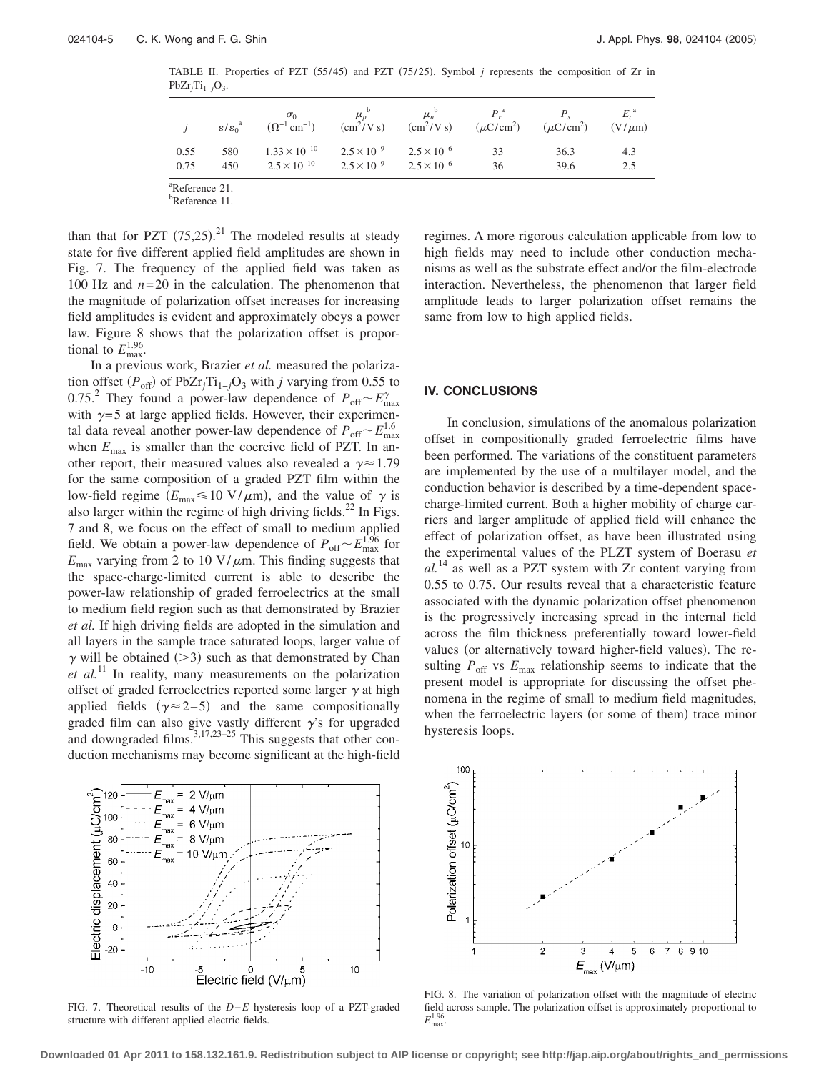TABLE II. Properties of PZT (55/45) and PZT (75/25). Symbol $j$ represents the composition of Zr in $PbZr_jTi_{1-j}O_3$.

| $j$ | $\varepsilon/\varepsilon_0$ [a] | $\sigma_0$ ($\Omega^{-1}\,cm^{-1}$) | $\mu_p$ [b] ($cm^2/V\,s$) | $\mu_n$ [b] ($cm^2/V\,s$) | $P_r$ [a] ($\mu C/cm^2$) | $P_s$ ($\mu C/cm^2$) | $E_c$ [a] ($V/\mu m$) |
|---|---|---|---|---|---|---|---|
| 0.55 | 580 | $1.33\times10^{-10}$ | $2.5\times10^{-9}$ | $2.5\times10^{-6}$ | 33 | 36.3 | 4.3 |
| 0.75 | 450 | $2.5\times10^{-10}$ | $2.5\times10^{-9}$ | $2.5\times10^{-6}$ | 36 | 39.6 | 2.5 |

[a]Reference 21.
[b]Reference 11.

than that for PZT (75,25).[21] The modeled results at steady state for five different applied field amplitudes are shown in Fig. 7. The frequency of the applied field was taken as 100 Hz and $n=20$ in the calculation. The phenomenon that the magnitude of polarization offset increases for increasing field amplitudes is evident and approximately obeys a power law. Figure 8 shows that the polarization offset is proportional to $E_{max}^{1.96}$.

In a previous work, Brazier *et al.* measured the polarization offset ($P_{off}$) of $PbZr_jTi_{1-j}O_3$ with $j$ varying from 0.55 to 0.75.[2] They found a power-law dependence of $P_{off}\sim E_{max}^{\gamma}$ with $\gamma=5$ at large applied fields. However, their experimental data reveal another power-law dependence of $P_{off}\sim E_{max}^{1.6}$ when $E_{max}$ is smaller than the coercive field of PZT. In another report, their measured values also revealed a $\gamma\approx1.79$ for the same composition of a graded PZT film within the low-field regime ($E_{max}\leqslant 10\ V/\mu m$), and the value of $\gamma$ is also larger within the regime of high driving fields.[22] In Figs. 7 and 8, we focus on the effect of small to medium applied field. We obtain a power-law dependence of $P_{off}\sim E_{max}^{1.96}$ for $E_{max}$ varying from 2 to 10 $V/\mu m$. This finding suggests that the space-charge-limited current is able to describe the power-law relationship of graded ferroelectrics at the small to medium field region such as that demonstrated by Brazier *et al.* If high driving fields are adopted in the simulation and all layers in the sample trace saturated loops, larger value of $\gamma$ will be obtained ($>3$) such as that demonstrated by Chan *et al.*[11] In reality, many measurements on the polarization offset of graded ferroelectrics reported some larger $\gamma$ at high applied fields ($\gamma\approx2$–5) and the same compositionally graded film can also give vastly different $\gamma$'s for upgraded and downgraded films.[3,17,23–25] This suggests that other conduction mechanisms may become significant at the high-field regimes. A more rigorous calculation applicable from low to high fields may need to include other conduction mechanisms as well as the substrate effect and/or the film-electrode interaction. Nevertheless, the phenomenon that larger field amplitude leads to larger polarization offset remains the same from low to high applied fields.

## IV. CONCLUSIONS

In conclusion, simulations of the anomalous polarization offset in compositionally graded ferroelectric films have been performed. The variations of the constituent parameters are implemented by the use of a multilayer model, and the conduction behavior is described by a time-dependent space-charge-limited current. Both a higher mobility of charge carriers and larger amplitude of applied field will enhance the effect of polarization offset, as have been illustrated using the experimental values of the PLZT system of Boerasu *et al.*[14] as well as a PZT system with Zr content varying from 0.55 to 0.75. Our results reveal that a characteristic feature associated with the dynamic polarization offset phenomenon is the progressively increasing spread in the internal field across the film thickness preferentially toward lower-field values (or alternatively toward higher-field values). The resulting $P_{off}$ vs $E_{max}$ relationship seems to indicate that the present model is appropriate for discussing the offset phenomena in the regime of small to medium field magnitudes, when the ferroelectric layers (or some of them) trace minor hysteresis loops.

FIG. 7. Theoretical results of the $D-E$ hysteresis loop of a PZT-graded structure with different applied electric fields.

FIG. 8. The variation of polarization offset with the magnitude of electric field across sample. The polarization offset is approximately proportional to $E_{max}^{1.96}$.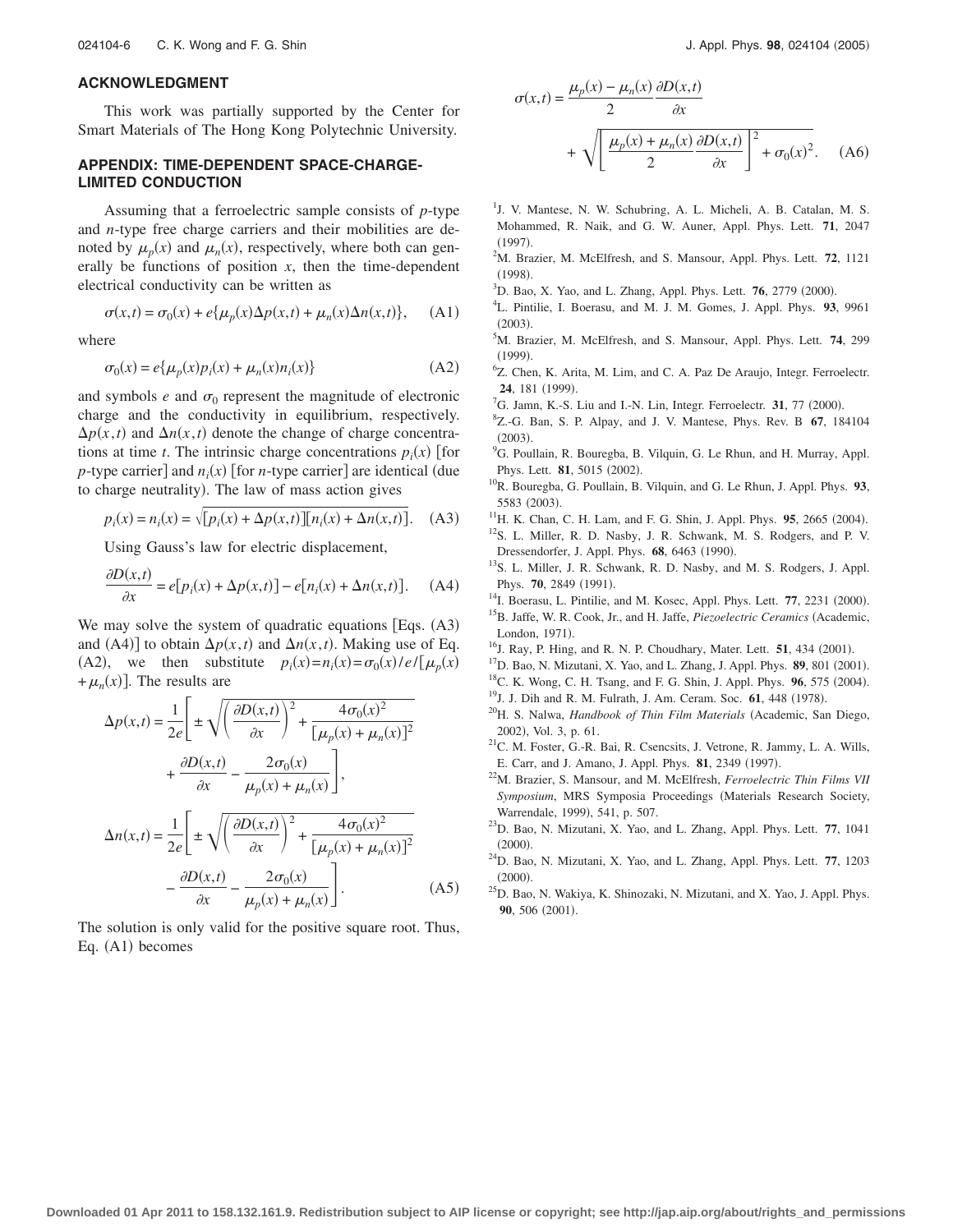## ACKNOWLEDGMENT

This work was partially supported by the Center for Smart Materials of The Hong Kong Polytechnic University.

## APPENDIX: TIME-DEPENDENT SPACE-CHARGE-LIMITED CONDUCTION

Assuming that a ferroelectric sample consists of *p*-type and *n*-type free charge carriers and their mobilities are denoted by $\mu_p(x)$ and $\mu_n(x)$, respectively, where both can generally be functions of position $x$, then the time-dependent electrical conductivity can be written as

$$\sigma(x,t) = \sigma_0(x) + e\{\mu_p(x)\Delta p(x,t) + \mu_n(x)\Delta n(x,t)\}, \quad \text{(A1)}$$

where

$$\sigma_0(x) = e\{\mu_p(x)p_i(x) + \mu_n(x)n_i(x)\} \quad \text{(A2)}$$

and symbols $e$ and $\sigma_0$ represent the magnitude of electronic charge and the conductivity in equilibrium, respectively. $\Delta p(x,t)$ and $\Delta n(x,t)$ denote the change of charge concentrations at time $t$. The intrinsic charge concentrations $p_i(x)$ [for *p*-type carrier] and $n_i(x)$ [for *n*-type carrier] are identical (due to charge neutrality). The law of mass action gives

$$p_i(x) = n_i(x) = \sqrt{[p_i(x) + \Delta p(x,t)][n_i(x) + \Delta n(x,t)]}. \quad \text{(A3)}$$

Using Gauss's law for electric displacement,

$$\frac{\partial D(x,t)}{\partial x} = e[p_i(x) + \Delta p(x,t)] - e[n_i(x) + \Delta n(x,t)]. \quad \text{(A4)}$$

We may solve the system of quadratic equations [Eqs. (A3) and (A4)] to obtain $\Delta p(x,t)$ and $\Delta n(x,t)$. Making use of Eq. (A2), we then substitute $p_i(x) = n_i(x) = \sigma_0(x)/e/[\mu_p(x) + \mu_n(x)]$. The results are

$$\Delta p(x,t) = \frac{1}{2e}\left[\pm\sqrt{\left(\frac{\partial D(x,t)}{\partial x}\right)^2 + \frac{4\sigma_0(x)^2}{[\mu_p(x) + \mu_n(x)]^2}} + \frac{\partial D(x,t)}{\partial x} - \frac{2\sigma_0(x)}{\mu_p(x) + \mu_n(x)}\right],$$

$$\Delta n(x,t) = \frac{1}{2e}\left[\pm\sqrt{\left(\frac{\partial D(x,t)}{\partial x}\right)^2 + \frac{4\sigma_0(x)^2}{[\mu_p(x) + \mu_n(x)]^2}} - \frac{\partial D(x,t)}{\partial x} - \frac{2\sigma_0(x)}{\mu_p(x) + \mu_n(x)}\right]. \quad \text{(A5)}$$

The solution is only valid for the positive square root. Thus, Eq. (A1) becomes

$$\sigma(x,t) = \frac{\mu_p(x) - \mu_n(x)}{2}\frac{\partial D(x,t)}{\partial x} + \sqrt{\left[\frac{\mu_p(x) + \mu_n(x)}{2}\frac{\partial D(x,t)}{\partial x}\right]^2 + \sigma_0(x)^2}. \quad \text{(A6)}$$

[1] J. V. Mantese, N. W. Schubring, A. L. Micheli, A. B. Catalan, M. S. Mohammed, R. Naik, and G. W. Auner, Appl. Phys. Lett. **71**, 2047 (1997).
[2] M. Brazier, M. McElfresh, and S. Mansour, Appl. Phys. Lett. **72**, 1121 (1998).
[3] D. Bao, X. Yao, and L. Zhang, Appl. Phys. Lett. **76**, 2779 (2000).
[4] L. Pintilie, I. Boerasu, and M. J. M. Gomes, J. Appl. Phys. **93**, 9961 (2003).
[5] M. Brazier, M. McElfresh, and S. Mansour, Appl. Phys. Lett. **74**, 299 (1999).
[6] Z. Chen, K. Arita, M. Lim, and C. A. Paz De Araujo, Integr. Ferroelectr. **24**, 181 (1999).
[7] G. Jamn, K.-S. Liu and I.-N. Lin, Integr. Ferroelectr. **31**, 77 (2000).
[8] Z.-G. Ban, S. P. Alpay, and J. V. Mantese, Phys. Rev. B **67**, 184104 (2003).
[9] G. Poullain, R. Bouregba, B. Vilquin, G. Le Rhun, and H. Murray, Appl. Phys. Lett. **81**, 5015 (2002).
[10] R. Bouregba, G. Poullain, B. Vilquin, and G. Le Rhun, J. Appl. Phys. **93**, 5583 (2003).
[11] H. K. Chan, C. H. Lam, and F. G. Shin, J. Appl. Phys. **95**, 2665 (2004).
[12] S. L. Miller, R. D. Nasby, J. R. Schwank, M. S. Rodgers, and P. V. Dressendorfer, J. Appl. Phys. **68**, 6463 (1990).
[13] S. L. Miller, J. R. Schwank, R. D. Nasby, and M. S. Rodgers, J. Appl. Phys. **70**, 2849 (1991).
[14] I. Boerasu, L. Pintilie, and M. Kosec, Appl. Phys. Lett. **77**, 2231 (2000).
[15] B. Jaffe, W. R. Cook, Jr., and H. Jaffe, *Piezoelectric Ceramics* (Academic, London, 1971).
[16] J. Ray, P. Hing, and R. N. P. Choudhary, Mater. Lett. **51**, 434 (2001).
[17] D. Bao, N. Mizutani, X. Yao, and L. Zhang, J. Appl. Phys. **89**, 801 (2001).
[18] C. K. Wong, C. H. Tsang, and F. G. Shin, J. Appl. Phys. **96**, 575 (2004).
[19] J. J. Dih and R. M. Fulrath, J. Am. Ceram. Soc. **61**, 448 (1978).
[20] H. S. Nalwa, *Handbook of Thin Film Materials* (Academic, San Diego, 2002), Vol. 3, p. 61.
[21] C. M. Foster, G.-R. Bai, R. Csencsits, J. Vetrone, R. Jammy, L. A. Wills, E. Carr, and J. Amano, J. Appl. Phys. **81**, 2349 (1997).
[22] M. Brazier, S. Mansour, and M. McElfresh, *Ferroelectric Thin Films VII Symposium*, MRS Symposia Proceedings (Materials Research Society, Warrendale, 1999), 541, p. 507.
[23] D. Bao, N. Mizutani, X. Yao, and L. Zhang, Appl. Phys. Lett. **77**, 1041 (2000).
[24] D. Bao, N. Mizutani, X. Yao, and L. Zhang, Appl. Phys. Lett. **77**, 1203 (2000).
[25] D. Bao, N. Wakiya, K. Shinozaki, N. Mizutani, and X. Yao, J. Appl. Phys. **90**, 506 (2001).